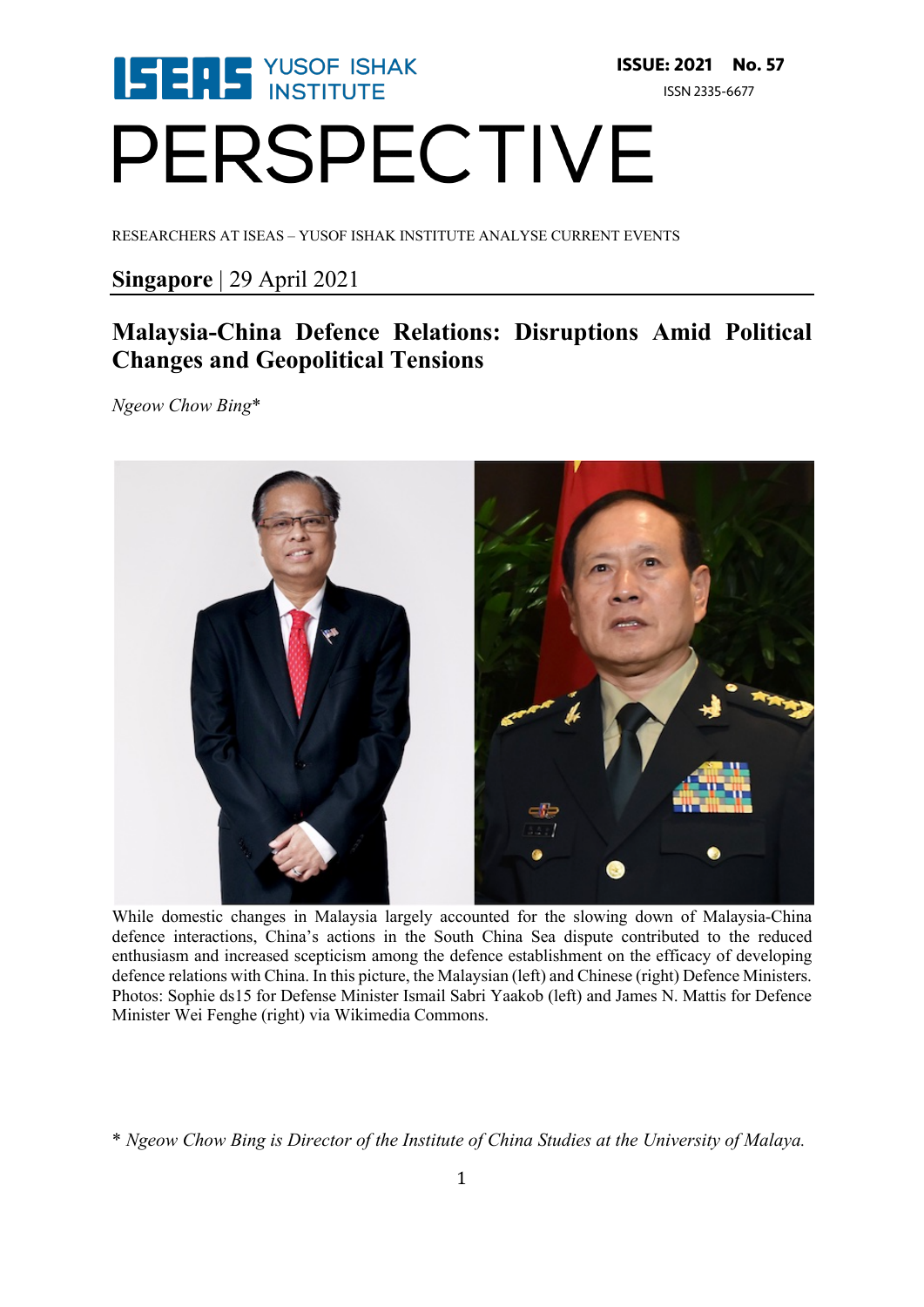ISEAS YUSOF ISHAK INSTITUTE

**ISSUE: 2021 No. 57**

ISSN 2335-6677

# PERSPECTIVE

RESEARCHERS AT ISEAS – YUSOF ISHAK INSTITUTE ANALYSE CURRENT EVENTS

**Singapore** | 29 April 2021

## Malaysia-China Defence Relations: Disruptions Amid Political Changes and Geopolitical Tensions

*Ngeow Chow Bing**

While domestic changes in Malaysia largely accounted for the slowing down of Malaysia-China defence interactions, China's actions in the South China Sea dispute contributed to the reduced enthusiasm and increased scepticism among the defence establishment on the efficacy of developing defence relations with China. In this picture, the Malaysian (left) and Chinese (right) Defence Ministers. Photos: Sophie ds15 for Defense Minister Ismail Sabri Yaakob (left) and James N. Mattis for Defence Minister Wei Fenghe (right) via Wikimedia Commons.

\* *Ngeow Chow Bing is Director of the Institute of China Studies at the University of Malaya.*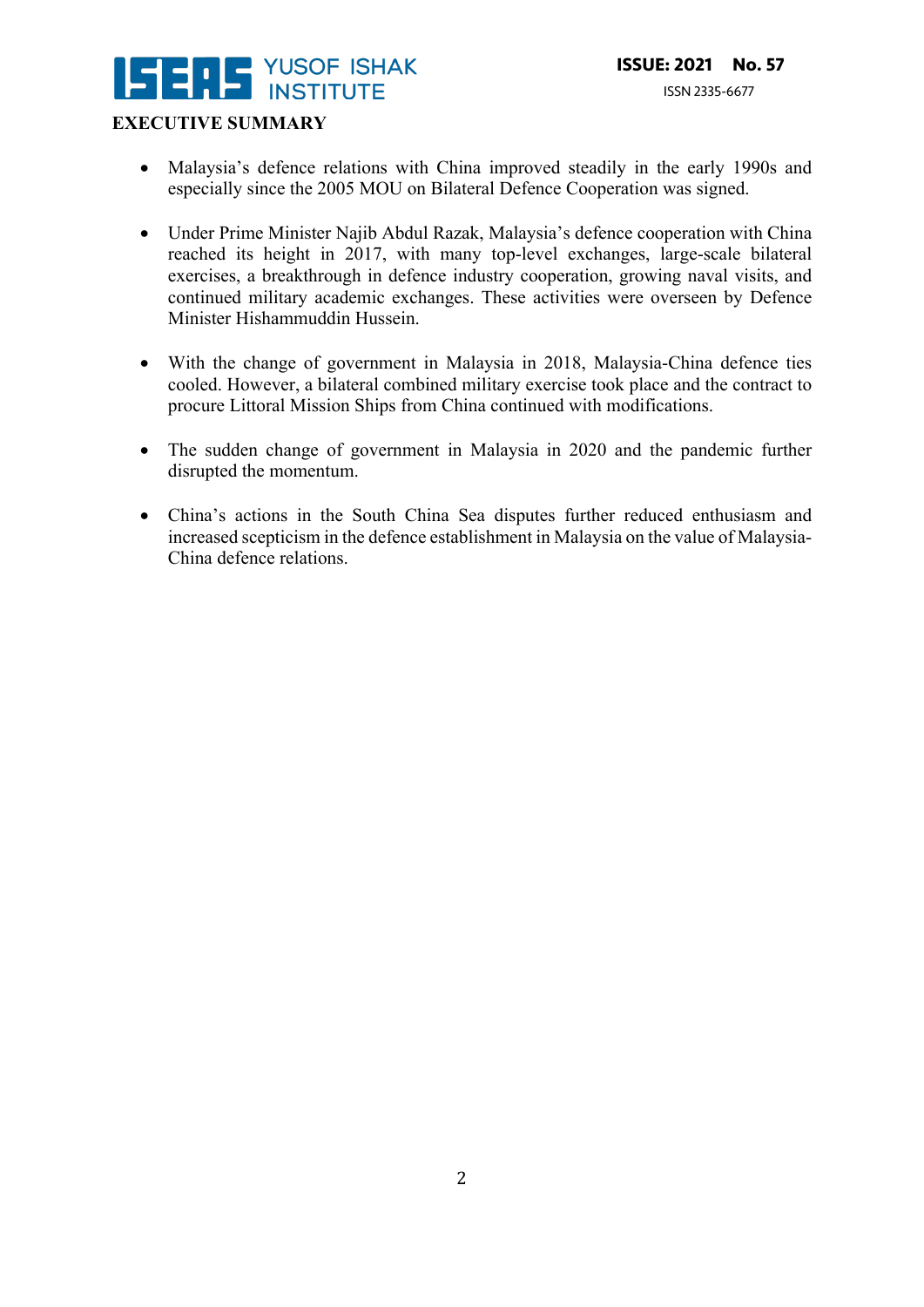## EXECUTIVE SUMMARY

- Malaysia's defence relations with China improved steadily in the early 1990s and especially since the 2005 MOU on Bilateral Defence Cooperation was signed.
- Under Prime Minister Najib Abdul Razak, Malaysia's defence cooperation with China reached its height in 2017, with many top-level exchanges, large-scale bilateral exercises, a breakthrough in defence industry cooperation, growing naval visits, and continued military academic exchanges. These activities were overseen by Defence Minister Hishammuddin Hussein.
- With the change of government in Malaysia in 2018, Malaysia-China defence ties cooled. However, a bilateral combined military exercise took place and the contract to procure Littoral Mission Ships from China continued with modifications.
- The sudden change of government in Malaysia in 2020 and the pandemic further disrupted the momentum.
- China's actions in the South China Sea disputes further reduced enthusiasm and increased scepticism in the defence establishment in Malaysia on the value of Malaysia-China defence relations.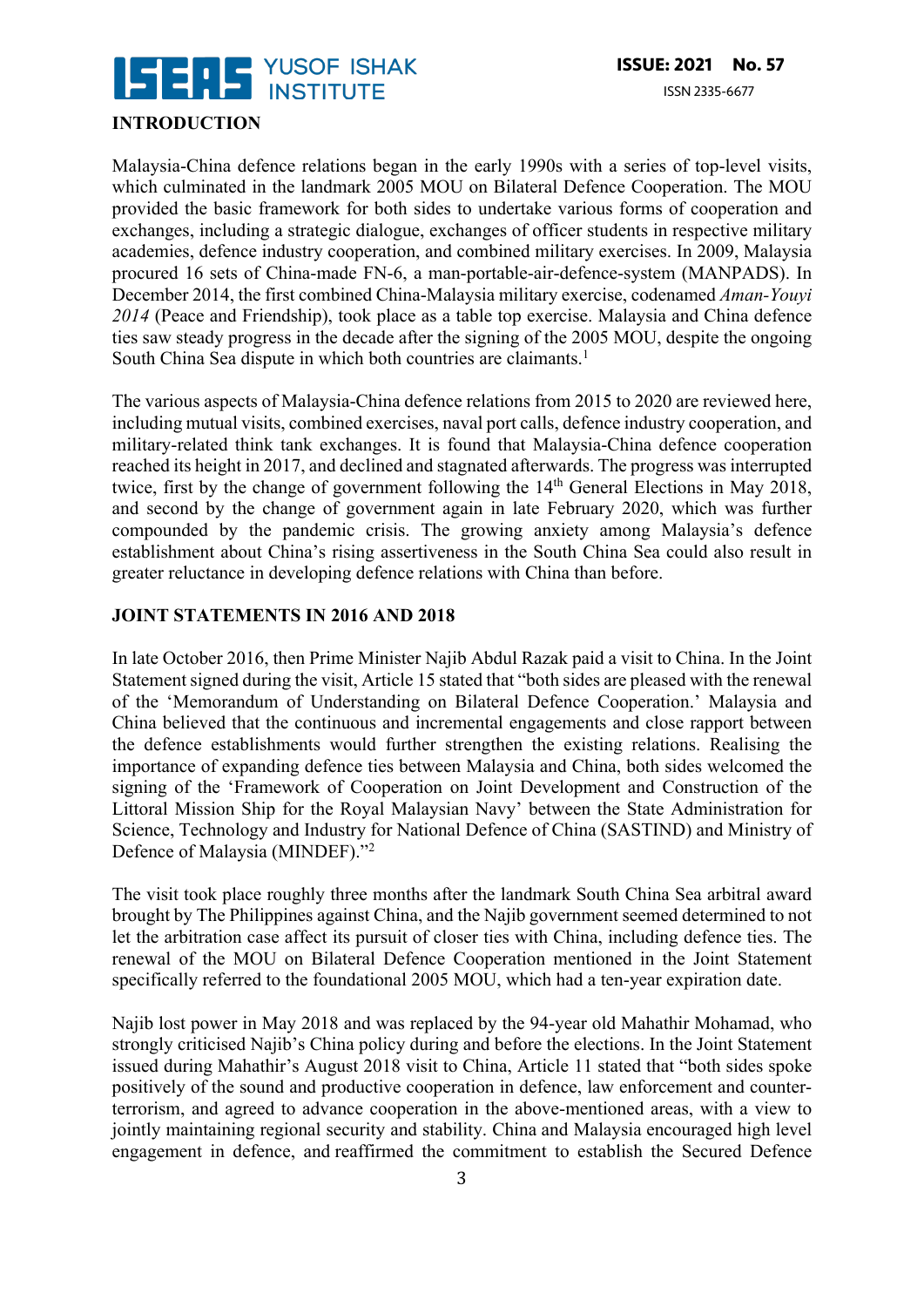## INTRODUCTION

Malaysia-China defence relations began in the early 1990s with a series of top-level visits, which culminated in the landmark 2005 MOU on Bilateral Defence Cooperation. The MOU provided the basic framework for both sides to undertake various forms of cooperation and exchanges, including a strategic dialogue, exchanges of officer students in respective military academies, defence industry cooperation, and combined military exercises. In 2009, Malaysia procured 16 sets of China-made FN-6, a man-portable-air-defence-system (MANPADS). In December 2014, the first combined China-Malaysia military exercise, codenamed *Aman-Youyi 2014* (Peace and Friendship), took place as a table top exercise. Malaysia and China defence ties saw steady progress in the decade after the signing of the 2005 MOU, despite the ongoing South China Sea dispute in which both countries are claimants.[1]

The various aspects of Malaysia-China defence relations from 2015 to 2020 are reviewed here, including mutual visits, combined exercises, naval port calls, defence industry cooperation, and military-related think tank exchanges. It is found that Malaysia-China defence cooperation reached its height in 2017, and declined and stagnated afterwards. The progress was interrupted twice, first by the change of government following the 14th General Elections in May 2018, and second by the change of government again in late February 2020, which was further compounded by the pandemic crisis. The growing anxiety among Malaysia's defence establishment about China's rising assertiveness in the South China Sea could also result in greater reluctance in developing defence relations with China than before.

## JOINT STATEMENTS IN 2016 AND 2018

In late October 2016, then Prime Minister Najib Abdul Razak paid a visit to China. In the Joint Statement signed during the visit, Article 15 stated that "both sides are pleased with the renewal of the 'Memorandum of Understanding on Bilateral Defence Cooperation.' Malaysia and China believed that the continuous and incremental engagements and close rapport between the defence establishments would further strengthen the existing relations. Realising the importance of expanding defence ties between Malaysia and China, both sides welcomed the signing of the 'Framework of Cooperation on Joint Development and Construction of the Littoral Mission Ship for the Royal Malaysian Navy' between the State Administration for Science, Technology and Industry for National Defence of China (SASTIND) and Ministry of Defence of Malaysia (MINDEF)."[2]

The visit took place roughly three months after the landmark South China Sea arbitral award brought by The Philippines against China, and the Najib government seemed determined to not let the arbitration case affect its pursuit of closer ties with China, including defence ties. The renewal of the MOU on Bilateral Defence Cooperation mentioned in the Joint Statement specifically referred to the foundational 2005 MOU, which had a ten-year expiration date.

Najib lost power in May 2018 and was replaced by the 94-year old Mahathir Mohamad, who strongly criticised Najib's China policy during and before the elections. In the Joint Statement issued during Mahathir's August 2018 visit to China, Article 11 stated that "both sides spoke positively of the sound and productive cooperation in defence, law enforcement and counter-terrorism, and agreed to advance cooperation in the above-mentioned areas, with a view to jointly maintaining regional security and stability. China and Malaysia encouraged high level engagement in defence, and reaffirmed the commitment to establish the Secured Defence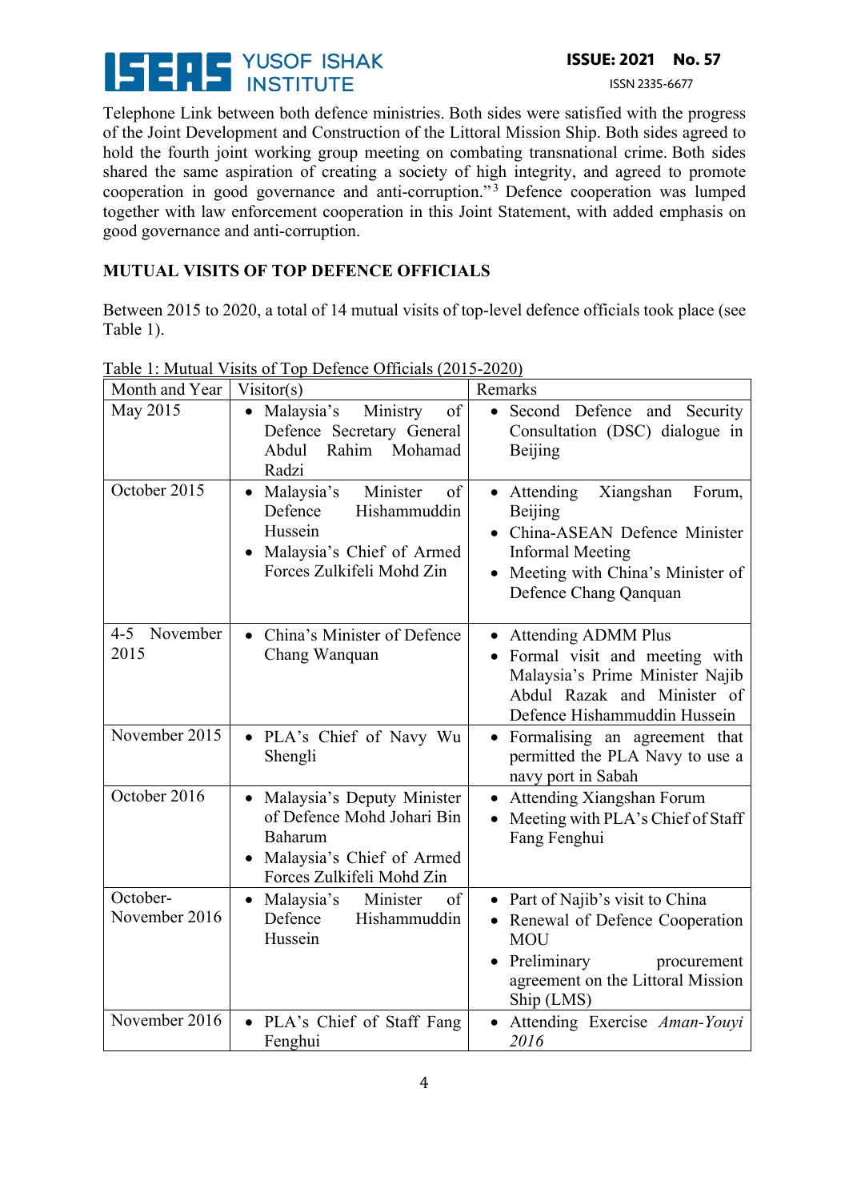Telephone Link between both defence ministries. Both sides were satisfied with the progress of the Joint Development and Construction of the Littoral Mission Ship. Both sides agreed to hold the fourth joint working group meeting on combating transnational crime. Both sides shared the same aspiration of creating a society of high integrity, and agreed to promote cooperation in good governance and anti-corruption."[3] Defence cooperation was lumped together with law enforcement cooperation in this Joint Statement, with added emphasis on good governance and anti-corruption.

## MUTUAL VISITS OF TOP DEFENCE OFFICIALS

Between 2015 to 2020, a total of 14 mutual visits of top-level defence officials took place (see Table 1).

Table 1: Mutual Visits of Top Defence Officials (2015-2020)

| Month and Year | Visitor(s) | Remarks |
|---|---|---|
| May 2015 | • Malaysia's Ministry of Defence Secretary General Abdul Rahim Mohamad Radzi | • Second Defence and Security Consultation (DSC) dialogue in Beijing |
| October 2015 | • Malaysia's Minister of Defence Hishammuddin Hussein<br>• Malaysia's Chief of Armed Forces Zulkifeli Mohd Zin | • Attending Xiangshan Forum, Beijing<br>• China-ASEAN Defence Minister Informal Meeting<br>• Meeting with China's Minister of Defence Chang Qanquan |
| 4-5 November 2015 | • China's Minister of Defence Chang Wanquan | • Attending ADMM Plus<br>• Formal visit and meeting with Malaysia's Prime Minister Najib Abdul Razak and Minister of Defence Hishammuddin Hussein |
| November 2015 | • PLA's Chief of Navy Wu Shengli | • Formalising an agreement that permitted the PLA Navy to use a navy port in Sabah |
| October 2016 | • Malaysia's Deputy Minister of Defence Mohd Johari Bin Baharum<br>• Malaysia's Chief of Armed Forces Zulkifeli Mohd Zin | • Attending Xiangshan Forum<br>• Meeting with PLA's Chief of Staff Fang Fenghui |
| October-November 2016 | • Malaysia's Minister of Defence Hishammuddin Hussein | • Part of Najib's visit to China<br>• Renewal of Defence Cooperation MOU<br>• Preliminary procurement agreement on the Littoral Mission Ship (LMS) |
| November 2016 | • PLA's Chief of Staff Fang Fenghui | • Attending Exercise *Aman-Youyi 2016* |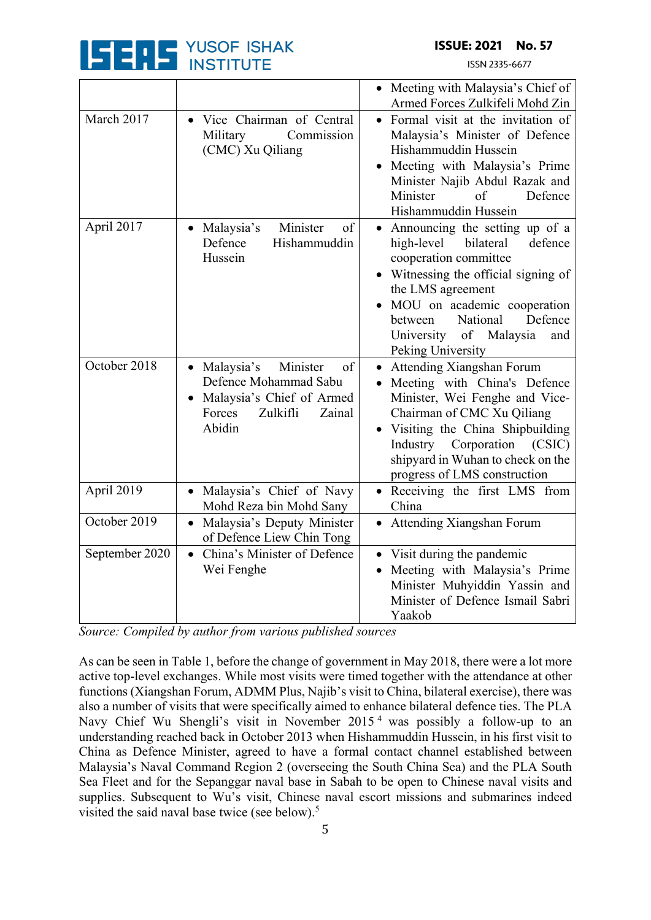| | | • Meeting with Malaysia's Chief of Armed Forces Zulkifeli Mohd Zin |
|---|---|---|
| March 2017 | • Vice Chairman of Central Military Commission (CMC) Xu Qiliang | • Formal visit at the invitation of Malaysia's Minister of Defence Hishammuddin Hussein<br>• Meeting with Malaysia's Prime Minister Najib Abdul Razak and Minister of Defence Hishammuddin Hussein |
| April 2017 | • Malaysia's Minister of Defence Hishammuddin Hussein | • Announcing the setting up of a high-level bilateral defence cooperation committee<br>• Witnessing the official signing of the LMS agreement<br>• MOU on academic cooperation between National Defence University of Malaysia and Peking University |
| October 2018 | • Malaysia's Minister of Defence Mohammad Sabu<br>• Malaysia's Chief of Armed Forces Zulkifli Zainal Abidin | • Attending Xiangshan Forum<br>• Meeting with China's Defence Minister, Wei Fenghe and Vice-Chairman of CMC Xu Qiliang<br>• Visiting the China Shipbuilding Industry Corporation (CSIC) shipyard in Wuhan to check on the progress of LMS construction |
| April 2019 | • Malaysia's Chief of Navy Mohd Reza bin Mohd Sany | • Receiving the first LMS from China |
| October 2019 | • Malaysia's Deputy Minister of Defence Liew Chin Tong | • Attending Xiangshan Forum |
| September 2020 | • China's Minister of Defence Wei Fenghe | • Visit during the pandemic<br>• Meeting with Malaysia's Prime Minister Muhyiddin Yassin and Minister of Defence Ismail Sabri Yaakob |

*Source: Compiled by author from various published sources*

As can be seen in Table 1, before the change of government in May 2018, there were a lot more active top-level exchanges. While most visits were timed together with the attendance at other functions (Xiangshan Forum, ADMM Plus, Najib's visit to China, bilateral exercise), there was also a number of visits that were specifically aimed to enhance bilateral defence ties. The PLA Navy Chief Wu Shengli's visit in November 2015[4] was possibly a follow-up to an understanding reached back in October 2013 when Hishammuddin Hussein, in his first visit to China as Defence Minister, agreed to have a formal contact channel established between Malaysia's Naval Command Region 2 (overseeing the South China Sea) and the PLA South Sea Fleet and for the Sepanggar naval base in Sabah to be open to Chinese naval visits and supplies. Subsequent to Wu's visit, Chinese naval escort missions and submarines indeed visited the said naval base twice (see below).[5]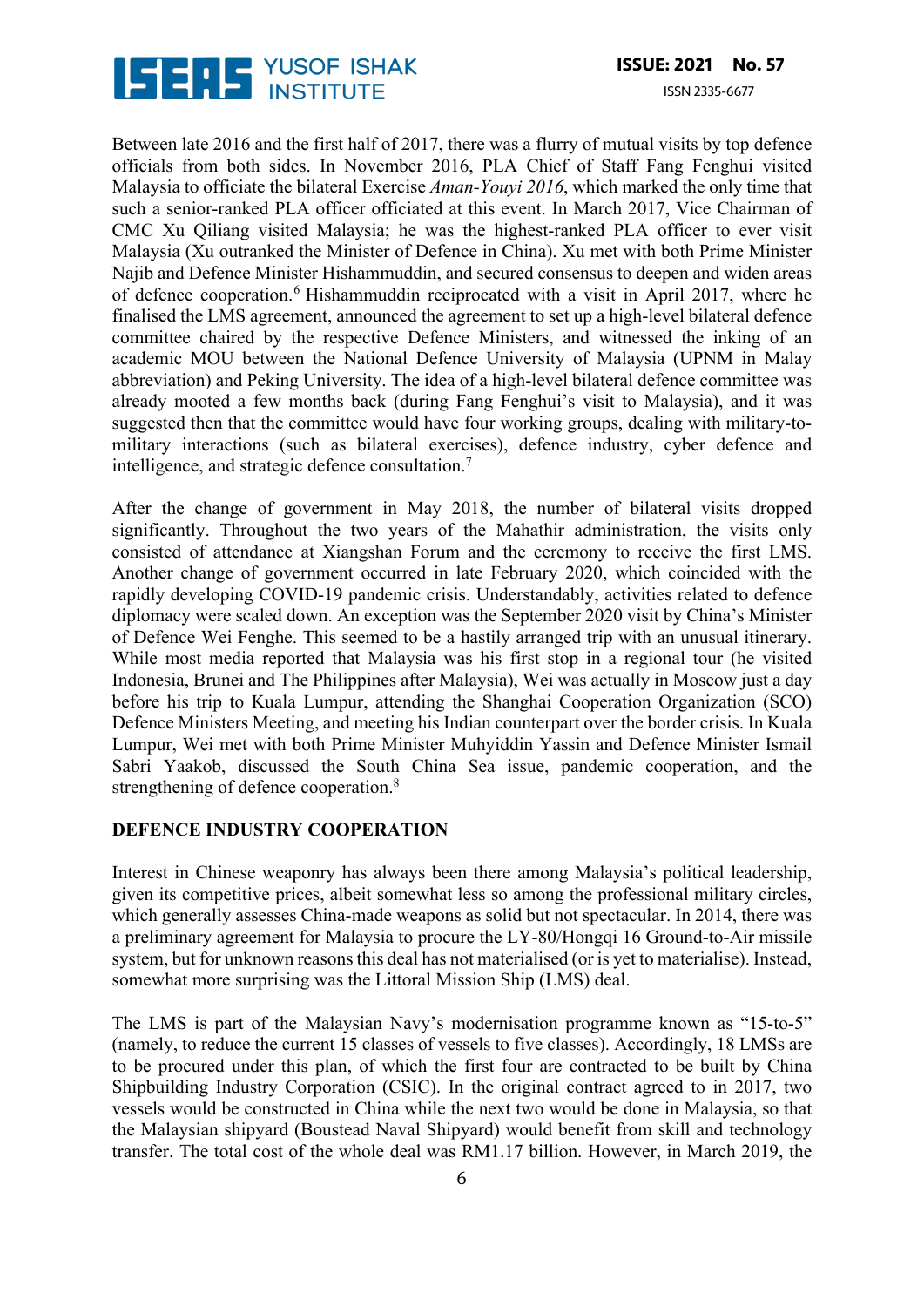Between late 2016 and the first half of 2017, there was a flurry of mutual visits by top defence officials from both sides. In November 2016, PLA Chief of Staff Fang Fenghui visited Malaysia to officiate the bilateral Exercise *Aman-Youyi 2016*, which marked the only time that such a senior-ranked PLA officer officiated at this event. In March 2017, Vice Chairman of CMC Xu Qiliang visited Malaysia; he was the highest-ranked PLA officer to ever visit Malaysia (Xu outranked the Minister of Defence in China). Xu met with both Prime Minister Najib and Defence Minister Hishammuddin, and secured consensus to deepen and widen areas of defence cooperation.[6] Hishammuddin reciprocated with a visit in April 2017, where he finalised the LMS agreement, announced the agreement to set up a high-level bilateral defence committee chaired by the respective Defence Ministers, and witnessed the inking of an academic MOU between the National Defence University of Malaysia (UPNM in Malay abbreviation) and Peking University. The idea of a high-level bilateral defence committee was already mooted a few months back (during Fang Fenghui's visit to Malaysia), and it was suggested then that the committee would have four working groups, dealing with military-to-military interactions (such as bilateral exercises), defence industry, cyber defence and intelligence, and strategic defence consultation.[7]

After the change of government in May 2018, the number of bilateral visits dropped significantly. Throughout the two years of the Mahathir administration, the visits only consisted of attendance at Xiangshan Forum and the ceremony to receive the first LMS. Another change of government occurred in late February 2020, which coincided with the rapidly developing COVID-19 pandemic crisis. Understandably, activities related to defence diplomacy were scaled down. An exception was the September 2020 visit by China's Minister of Defence Wei Fenghe. This seemed to be a hastily arranged trip with an unusual itinerary. While most media reported that Malaysia was his first stop in a regional tour (he visited Indonesia, Brunei and The Philippines after Malaysia), Wei was actually in Moscow just a day before his trip to Kuala Lumpur, attending the Shanghai Cooperation Organization (SCO) Defence Ministers Meeting, and meeting his Indian counterpart over the border crisis. In Kuala Lumpur, Wei met with both Prime Minister Muhyiddin Yassin and Defence Minister Ismail Sabri Yaakob, discussed the South China Sea issue, pandemic cooperation, and the strengthening of defence cooperation.[8]

## DEFENCE INDUSTRY COOPERATION

Interest in Chinese weaponry has always been there among Malaysia's political leadership, given its competitive prices, albeit somewhat less so among the professional military circles, which generally assesses China-made weapons as solid but not spectacular. In 2014, there was a preliminary agreement for Malaysia to procure the LY-80/Hongqi 16 Ground-to-Air missile system, but for unknown reasons this deal has not materialised (or is yet to materialise). Instead, somewhat more surprising was the Littoral Mission Ship (LMS) deal.

The LMS is part of the Malaysian Navy's modernisation programme known as "15-to-5" (namely, to reduce the current 15 classes of vessels to five classes). Accordingly, 18 LMSs are to be procured under this plan, of which the first four are contracted to be built by China Shipbuilding Industry Corporation (CSIC). In the original contract agreed to in 2017, two vessels would be constructed in China while the next two would be done in Malaysia, so that the Malaysian shipyard (Boustead Naval Shipyard) would benefit from skill and technology transfer. The total cost of the whole deal was RM1.17 billion. However, in March 2019, the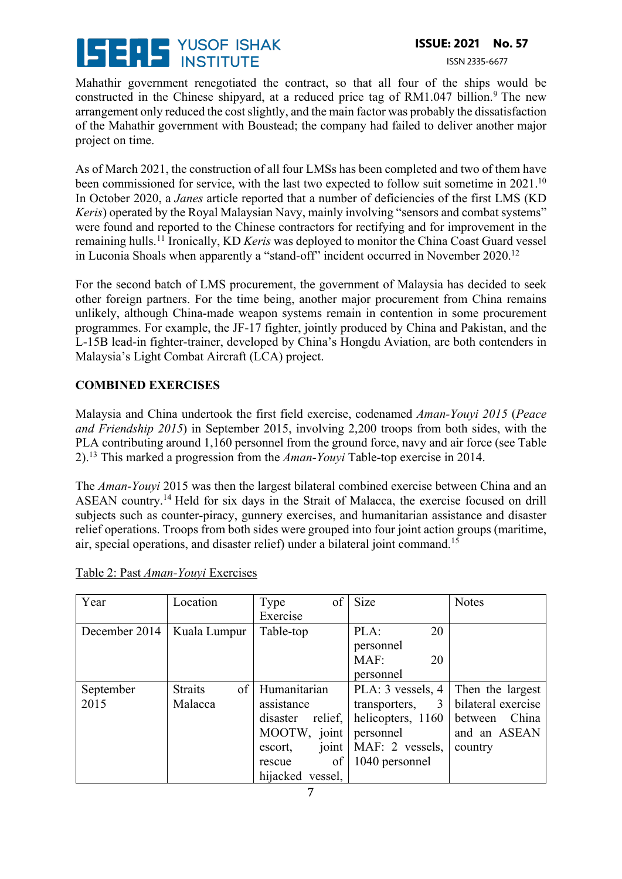Mahathir government renegotiated the contract, so that all four of the ships would be constructed in the Chinese shipyard, at a reduced price tag of RM1.047 billion.[9] The new arrangement only reduced the cost slightly, and the main factor was probably the dissatisfaction of the Mahathir government with Boustead; the company had failed to deliver another major project on time.

As of March 2021, the construction of all four LMSs has been completed and two of them have been commissioned for service, with the last two expected to follow suit sometime in 2021.[10] In October 2020, a *Janes* article reported that a number of deficiencies of the first LMS (KD *Keris*) operated by the Royal Malaysian Navy, mainly involving "sensors and combat systems" were found and reported to the Chinese contractors for rectifying and for improvement in the remaining hulls.[11] Ironically, KD *Keris* was deployed to monitor the China Coast Guard vessel in Luconia Shoals when apparently a "stand-off" incident occurred in November 2020.[12]

For the second batch of LMS procurement, the government of Malaysia has decided to seek other foreign partners. For the time being, another major procurement from China remains unlikely, although China-made weapon systems remain in contention in some procurement programmes. For example, the JF-17 fighter, jointly produced by China and Pakistan, and the L-15B lead-in fighter-trainer, developed by China's Hongdu Aviation, are both contenders in Malaysia's Light Combat Aircraft (LCA) project.

**COMBINED EXERCISES**

Malaysia and China undertook the first field exercise, codenamed *Aman-Youyi 2015* (*Peace and Friendship 2015*) in September 2015, involving 2,200 troops from both sides, with the PLA contributing around 1,160 personnel from the ground force, navy and air force (see Table 2).[13] This marked a progression from the *Aman-Youyi* Table-top exercise in 2014.

The *Aman-Youyi* 2015 was then the largest bilateral combined exercise between China and an ASEAN country.[14] Held for six days in the Strait of Malacca, the exercise focused on drill subjects such as counter-piracy, gunnery exercises, and humanitarian assistance and disaster relief operations. Troops from both sides were grouped into four joint action groups (maritime, air, special operations, and disaster relief) under a bilateral joint command.[15]

Table 2: Past *Aman-Youyi* Exercises

| Year | Location | Type of Exercise | Size | Notes |
|---|---|---|---|---|
| December 2014 | Kuala Lumpur | Table-top | PLA: 20 personnel MAF: 20 personnel | |
| September 2015 | Straits of Malacca | Humanitarian assistance disaster relief, MOOTW, joint escort, joint rescue of hijacked vessel, | PLA: 3 vessels, 4 transporters, 3 helicopters, 1160 personnel MAF: 2 vessels, 1040 personnel | Then the largest bilateral exercise between China and an ASEAN country |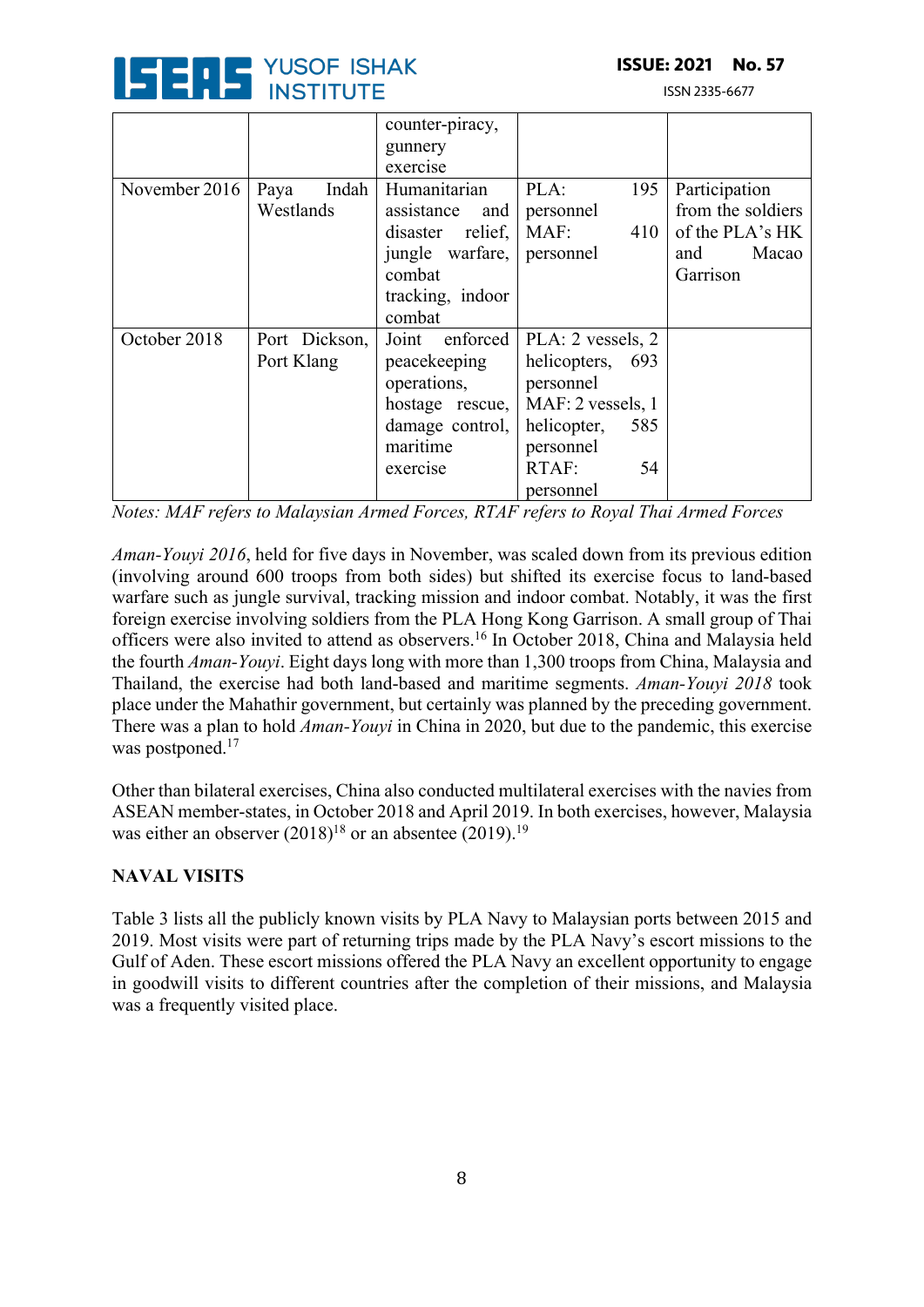| | | counter-piracy, gunnery exercise | | |
|---|---|---|---|---|
| November 2016 | Paya Indah Westlands | Humanitarian assistance and disaster relief, jungle warfare, combat tracking, indoor combat | PLA: 195 personnel MAF: 410 personnel | Participation from the soldiers of the PLA's HK and Macao Garrison |
| October 2018 | Port Dickson, Port Klang | Joint enforced peacekeeping operations, hostage rescue, damage control, maritime exercise | PLA: 2 vessels, 2 helicopters, 693 personnel MAF: 2 vessels, 1 helicopter, 585 personnel RTAF: 54 personnel | |

*Notes: MAF refers to Malaysian Armed Forces, RTAF refers to Royal Thai Armed Forces*

*Aman-Youyi 2016*, held for five days in November, was scaled down from its previous edition (involving around 600 troops from both sides) but shifted its exercise focus to land-based warfare such as jungle survival, tracking mission and indoor combat. Notably, it was the first foreign exercise involving soldiers from the PLA Hong Kong Garrison. A small group of Thai officers were also invited to attend as observers.[16] In October 2018, China and Malaysia held the fourth *Aman-Youyi*. Eight days long with more than 1,300 troops from China, Malaysia and Thailand, the exercise had both land-based and maritime segments. *Aman-Youyi 2018* took place under the Mahathir government, but certainly was planned by the preceding government. There was a plan to hold *Aman-Youyi* in China in 2020, but due to the pandemic, this exercise was postponed.[17]

Other than bilateral exercises, China also conducted multilateral exercises with the navies from ASEAN member-states, in October 2018 and April 2019. In both exercises, however, Malaysia was either an observer (2018)[18] or an absentee (2019).[19]

## NAVAL VISITS

Table 3 lists all the publicly known visits by PLA Navy to Malaysian ports between 2015 and 2019. Most visits were part of returning trips made by the PLA Navy's escort missions to the Gulf of Aden. These escort missions offered the PLA Navy an excellent opportunity to engage in goodwill visits to different countries after the completion of their missions, and Malaysia was a frequently visited place.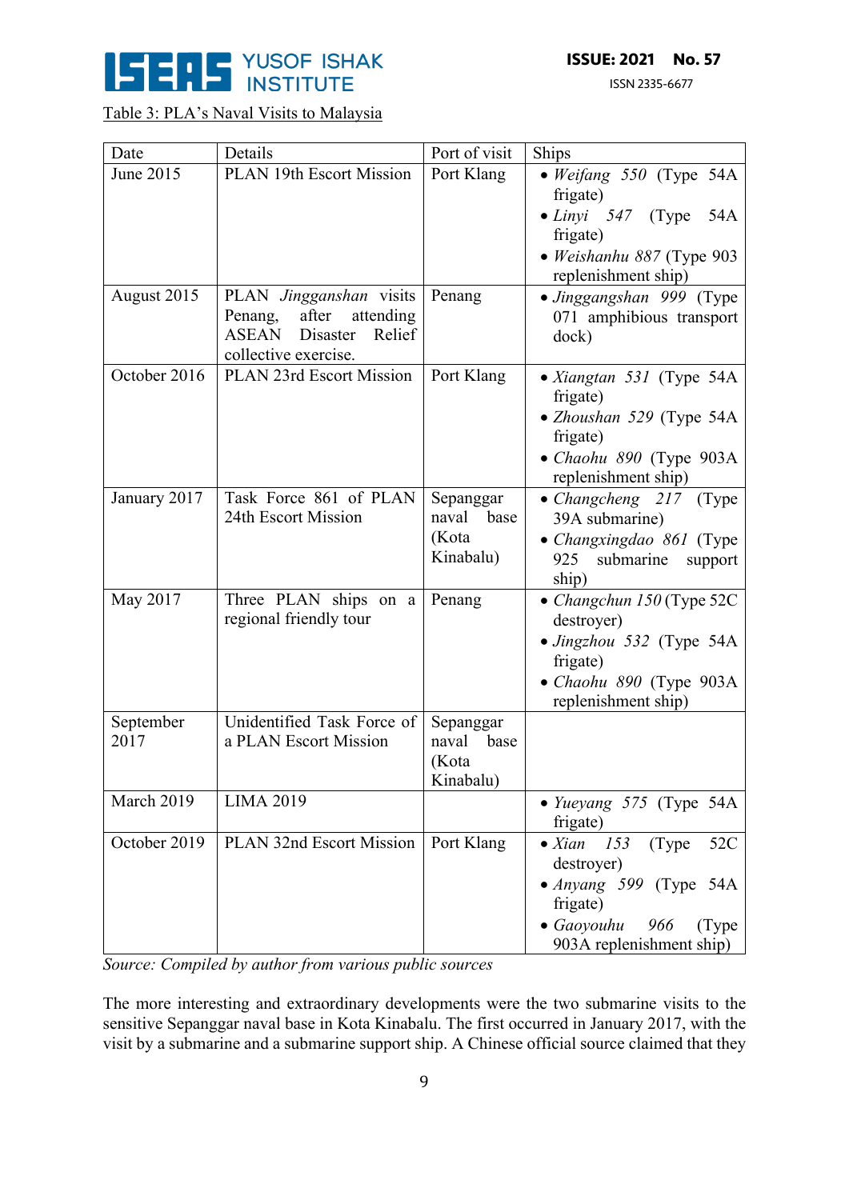Table 3: PLA's Naval Visits to Malaysia

| Date | Details | Port of visit | Ships |
|---|---|---|---|
| June 2015 | PLAN 19th Escort Mission | Port Klang | • *Weifang 550* (Type 54A frigate)<br>• *Linyi 547* (Type 54A frigate)<br>• *Weishanhu 887* (Type 903 replenishment ship) |
| August 2015 | PLAN *Jingganshan* visits Penang, after attending ASEAN Disaster Relief collective exercise. | Penang | • *Jinggangshan 999* (Type 071 amphibious transport dock) |
| October 2016 | PLAN 23rd Escort Mission | Port Klang | • *Xiangtan 531* (Type 54A frigate)<br>• *Zhoushan 529* (Type 54A frigate)<br>• *Chaohu 890* (Type 903A replenishment ship) |
| January 2017 | Task Force 861 of PLAN 24th Escort Mission | Sepanggar naval base (Kota Kinabalu) | • *Changcheng 217* (Type 39A submarine)<br>• *Changxingdao 861* (Type 925 submarine support ship) |
| May 2017 | Three PLAN ships on a regional friendly tour | Penang | • *Changchun 150* (Type 52C destroyer)<br>• *Jingzhou 532* (Type 54A frigate)<br>• *Chaohu 890* (Type 903A replenishment ship) |
| September 2017 | Unidentified Task Force of a PLAN Escort Mission | Sepanggar naval base (Kota Kinabalu) | |
| March 2019 | LIMA 2019 | | • *Yueyang 575* (Type 54A frigate) |
| October 2019 | PLAN 32nd Escort Mission | Port Klang | • *Xian 153* (Type 52C destroyer)<br>• *Anyang 599* (Type 54A frigate)<br>• *Gaoyouhu 966* (Type 903A replenishment ship) |

*Source: Compiled by author from various public sources*

The more interesting and extraordinary developments were the two submarine visits to the sensitive Sepanggar naval base in Kota Kinabalu. The first occurred in January 2017, with the visit by a submarine and a submarine support ship. A Chinese official source claimed that they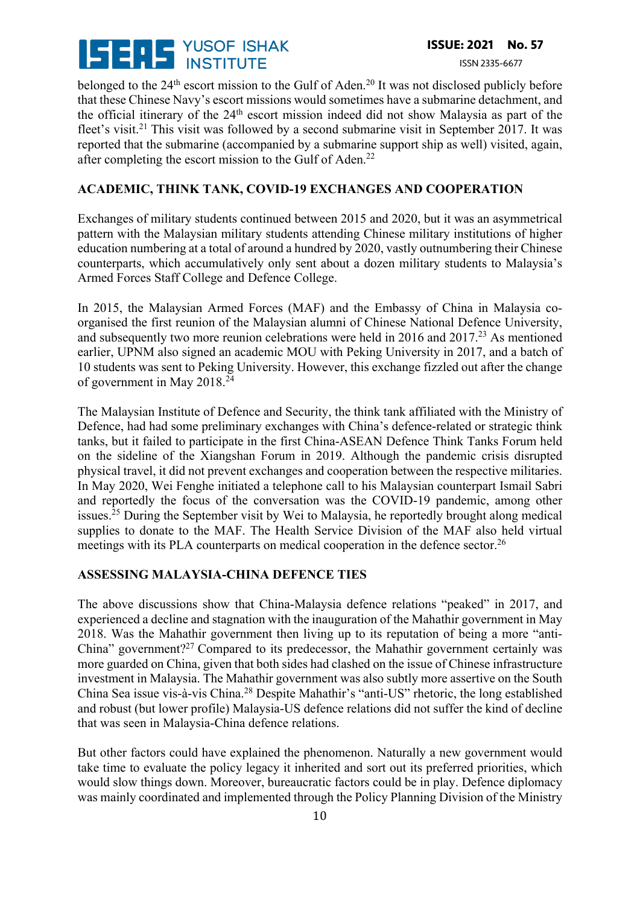belonged to the 24th escort mission to the Gulf of Aden.[20] It was not disclosed publicly before that these Chinese Navy's escort missions would sometimes have a submarine detachment, and the official itinerary of the 24th escort mission indeed did not show Malaysia as part of the fleet's visit.[21] This visit was followed by a second submarine visit in September 2017. It was reported that the submarine (accompanied by a submarine support ship as well) visited, again, after completing the escort mission to the Gulf of Aden.[22]

## ACADEMIC, THINK TANK, COVID-19 EXCHANGES AND COOPERATION

Exchanges of military students continued between 2015 and 2020, but it was an asymmetrical pattern with the Malaysian military students attending Chinese military institutions of higher education numbering at a total of around a hundred by 2020, vastly outnumbering their Chinese counterparts, which accumulatively only sent about a dozen military students to Malaysia's Armed Forces Staff College and Defence College.

In 2015, the Malaysian Armed Forces (MAF) and the Embassy of China in Malaysia co-organised the first reunion of the Malaysian alumni of Chinese National Defence University, and subsequently two more reunion celebrations were held in 2016 and 2017.[23] As mentioned earlier, UPNM also signed an academic MOU with Peking University in 2017, and a batch of 10 students was sent to Peking University. However, this exchange fizzled out after the change of government in May 2018.[24]

The Malaysian Institute of Defence and Security, the think tank affiliated with the Ministry of Defence, had had some preliminary exchanges with China's defence-related or strategic think tanks, but it failed to participate in the first China-ASEAN Defence Think Tanks Forum held on the sideline of the Xiangshan Forum in 2019. Although the pandemic crisis disrupted physical travel, it did not prevent exchanges and cooperation between the respective militaries. In May 2020, Wei Fenghe initiated a telephone call to his Malaysian counterpart Ismail Sabri and reportedly the focus of the conversation was the COVID-19 pandemic, among other issues.[25] During the September visit by Wei to Malaysia, he reportedly brought along medical supplies to donate to the MAF. The Health Service Division of the MAF also held virtual meetings with its PLA counterparts on medical cooperation in the defence sector.[26]

## ASSESSING MALAYSIA-CHINA DEFENCE TIES

The above discussions show that China-Malaysia defence relations "peaked" in 2017, and experienced a decline and stagnation with the inauguration of the Mahathir government in May 2018. Was the Mahathir government then living up to its reputation of being a more "anti-China" government?[27] Compared to its predecessor, the Mahathir government certainly was more guarded on China, given that both sides had clashed on the issue of Chinese infrastructure investment in Malaysia. The Mahathir government was also subtly more assertive on the South China Sea issue vis-à-vis China.[28] Despite Mahathir's "anti-US" rhetoric, the long established and robust (but lower profile) Malaysia-US defence relations did not suffer the kind of decline that was seen in Malaysia-China defence relations.

But other factors could have explained the phenomenon. Naturally a new government would take time to evaluate the policy legacy it inherited and sort out its preferred priorities, which would slow things down. Moreover, bureaucratic factors could be in play. Defence diplomacy was mainly coordinated and implemented through the Policy Planning Division of the Ministry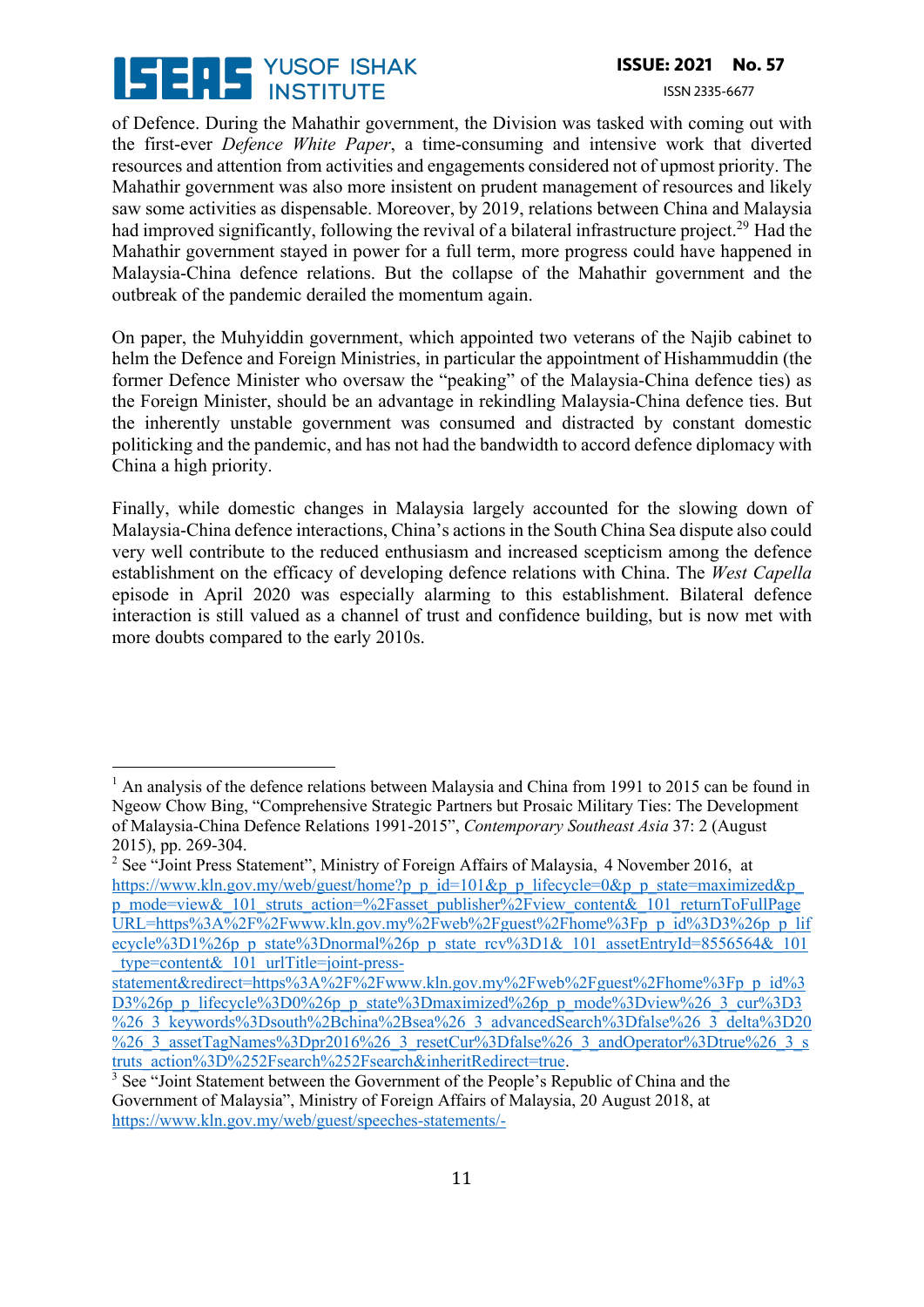of Defence. During the Mahathir government, the Division was tasked with coming out with the first-ever *Defence White Paper*, a time-consuming and intensive work that diverted resources and attention from activities and engagements considered not of upmost priority. The Mahathir government was also more insistent on prudent management of resources and likely saw some activities as dispensable. Moreover, by 2019, relations between China and Malaysia had improved significantly, following the revival of a bilateral infrastructure project.[29] Had the Mahathir government stayed in power for a full term, more progress could have happened in Malaysia-China defence relations. But the collapse of the Mahathir government and the outbreak of the pandemic derailed the momentum again.

On paper, the Muhyiddin government, which appointed two veterans of the Najib cabinet to helm the Defence and Foreign Ministries, in particular the appointment of Hishammuddin (the former Defence Minister who oversaw the "peaking" of the Malaysia-China defence ties) as the Foreign Minister, should be an advantage in rekindling Malaysia-China defence ties. But the inherently unstable government was consumed and distracted by constant domestic politicking and the pandemic, and has not had the bandwidth to accord defence diplomacy with China a high priority.

Finally, while domestic changes in Malaysia largely accounted for the slowing down of Malaysia-China defence interactions, China's actions in the South China Sea dispute also could very well contribute to the reduced enthusiasm and increased scepticism among the defence establishment on the efficacy of developing defence relations with China. The *West Capella* episode in April 2020 was especially alarming to this establishment. Bilateral defence interaction is still valued as a channel of trust and confidence building, but is now met with more doubts compared to the early 2010s.

---

[1] An analysis of the defence relations between Malaysia and China from 1991 to 2015 can be found in Ngeow Chow Bing, "Comprehensive Strategic Partners but Prosaic Military Ties: The Development of Malaysia-China Defence Relations 1991-2015", *Contemporary Southeast Asia* 37: 2 (August 2015), pp. 269-304.

[2] See "Joint Press Statement", Ministry of Foreign Affairs of Malaysia, 4 November 2016, at https://www.kln.gov.my/web/guest/home?p_p_id=101&p_p_lifecycle=0&p_p_state=maximized&p_p_mode=view&_101_struts_action=%2Fasset_publisher%2Fview_content&_101_returnToFullPageURL=https%3A%2F%2Fwww.kln.gov.my%2Fweb%2Fguest%2Fhome%3Fp_p_id%3D3%26p_p_lifecycle%3D1%26p_p_state%3Dnormal%26p_p_state_rcv%3D1&_101_assetEntryId=8556564&_101_type=content&_101_urlTitle=joint-press-statement&redirect=https%3A%2F%2Fwww.kln.gov.my%2Fweb%2Fguest%2Fhome%3Fp_p_id%3D3%26p_p_lifecycle%3D0%26p_p_state%3Dmaximized%26p_p_mode%3Dview%26_3_cur%3D3%26_3_keywords%3Dsouth%2Bchina%2Bsea%26_3_advancedSearch%3Dfalse%26_3_delta%3D20%26_3_assetTagNames%3Dpr2016%26_3_resetCur%3Dfalse%26_3_andOperator%3Dtrue%26_3_struts_action%3D%252Fsearch%252Fsearch&inheritRedirect=true.

[3] See "Joint Statement between the Government of the People's Republic of China and the Government of Malaysia", Ministry of Foreign Affairs of Malaysia, 20 August 2018, at https://www.kln.gov.my/web/guest/speeches-statements/-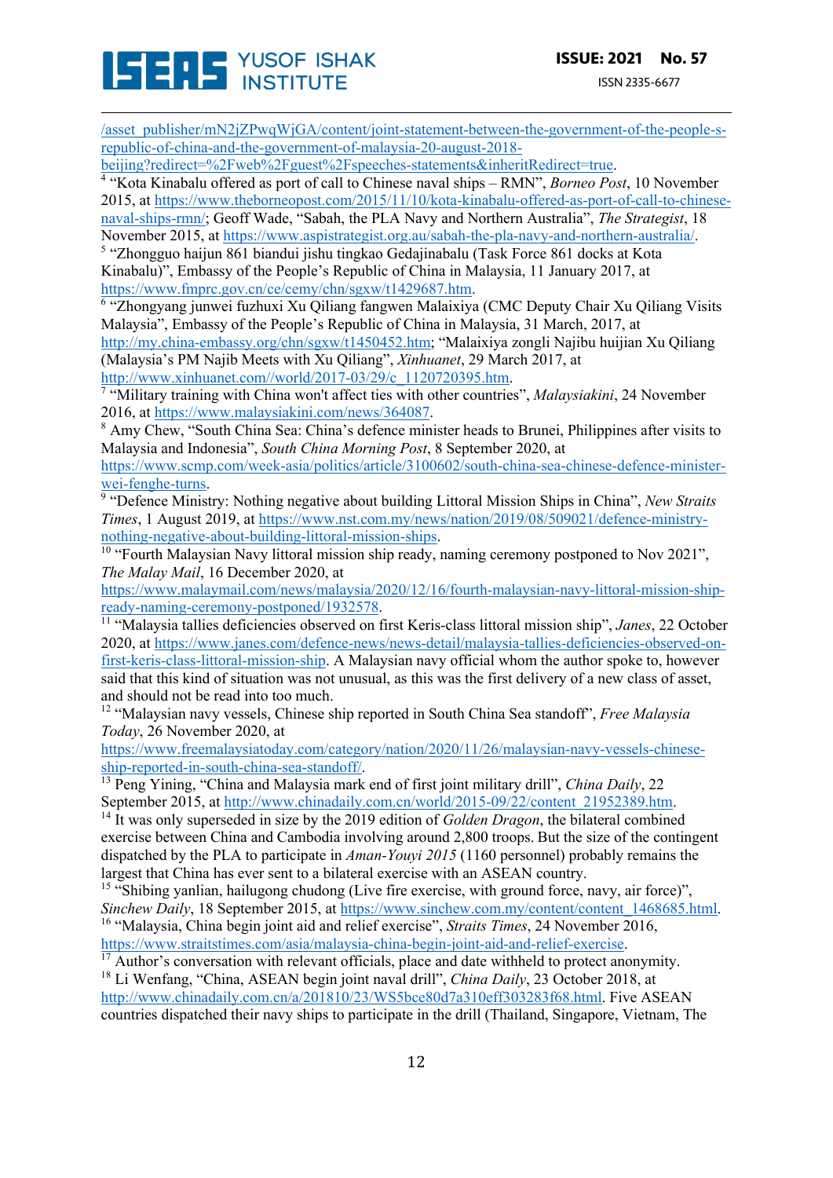/asset_publisher/mN2jZPwqWjGA/content/joint-statement-between-the-government-of-the-people-s-republic-of-china-and-the-government-of-malaysia-20-august-2018-beijing?redirect=%2Fweb%2Fguest%2Fspeeches-statements&inheritRedirect=true.

[4] "Kota Kinabalu offered as port of call to Chinese naval ships – RMN", *Borneo Post*, 10 November 2015, at https://www.theborneopost.com/2015/11/10/kota-kinabalu-offered-as-port-of-call-to-chinese-naval-ships-rmn/; Geoff Wade, "Sabah, the PLA Navy and Northern Australia", *The Strategist*, 18 November 2015, at https://www.aspistrategist.org.au/sabah-the-pla-navy-and-northern-australia/.

[5] "Zhongguo haijun 861 biandui jishu tingkao Gedajinabalu (Task Force 861 docks at Kota Kinabalu)", Embassy of the People's Republic of China in Malaysia, 11 January 2017, at https://www.fmprc.gov.cn/ce/cemy/chn/sgxw/t1429687.htm.

[6] "Zhongyang junwei fuzhuxi Xu Qiliang fangwen Malaixiya (CMC Deputy Chair Xu Qiliang Visits Malaysia", Embassy of the People's Republic of China in Malaysia, 31 March, 2017, at http://my.china-embassy.org/chn/sgxw/t1450452.htm; "Malaixiya zongli Najibu huijian Xu Qiliang (Malaysia's PM Najib Meets with Xu Qiliang", *Xinhuanet*, 29 March 2017, at http://www.xinhuanet.com//world/2017-03/29/c_1120720395.htm.

[7] "Military training with China won't affect ties with other countries", *Malaysiakini*, 24 November 2016, at https://www.malaysiakini.com/news/364087.

[8] Amy Chew, "South China Sea: China's defence minister heads to Brunei, Philippines after visits to Malaysia and Indonesia", *South China Morning Post*, 8 September 2020, at https://www.scmp.com/week-asia/politics/article/3100602/south-china-sea-chinese-defence-minister-wei-fenghe-turns.

[9] "Defence Ministry: Nothing negative about building Littoral Mission Ships in China", *New Straits Times*, 1 August 2019, at https://www.nst.com.my/news/nation/2019/08/509021/defence-ministry-nothing-negative-about-building-littoral-mission-ships.

[10] "Fourth Malaysian Navy littoral mission ship ready, naming ceremony postponed to Nov 2021", *The Malay Mail*, 16 December 2020, at https://www.malaymail.com/news/malaysia/2020/12/16/fourth-malaysian-navy-littoral-mission-ship-ready-naming-ceremony-postponed/1932578.

[11] "Malaysia tallies deficiencies observed on first Keris-class littoral mission ship", *Janes*, 22 October 2020, at https://www.janes.com/defence-news/news-detail/malaysia-tallies-deficiencies-observed-on-first-keris-class-littoral-mission-ship. A Malaysian navy official whom the author spoke to, however said that this kind of situation was not unusual, as this was the first delivery of a new class of asset, and should not be read into too much.

[12] "Malaysian navy vessels, Chinese ship reported in South China Sea standoff", *Free Malaysia Today*, 26 November 2020, at https://www.freemalaysiatoday.com/category/nation/2020/11/26/malaysian-navy-vessels-chinese-ship-reported-in-south-china-sea-standoff/.

[13] Peng Yining, "China and Malaysia mark end of first joint military drill", *China Daily*, 22 September 2015, at http://www.chinadaily.com.cn/world/2015-09/22/content_21952389.htm.

[14] It was only superseded in size by the 2019 edition of *Golden Dragon*, the bilateral combined exercise between China and Cambodia involving around 2,800 troops. But the size of the contingent dispatched by the PLA to participate in *Aman-Youyi 2015* (1160 personnel) probably remains the largest that China has ever sent to a bilateral exercise with an ASEAN country.

[15] "Shibing yanlian, hailugong chudong (Live fire exercise, with ground force, navy, air force)", *Sinchew Daily*, 18 September 2015, at https://www.sinchew.com.my/content/content_1468685.html.

[16] "Malaysia, China begin joint aid and relief exercise", *Straits Times*, 24 November 2016, https://www.straitstimes.com/asia/malaysia-china-begin-joint-aid-and-relief-exercise.

[17] Author's conversation with relevant officials, place and date withheld to protect anonymity.

[18] Li Wenfang, "China, ASEAN begin joint naval drill", *China Daily*, 23 October 2018, at http://www.chinadaily.com.cn/a/201810/23/WS5bce80d7a310eff303283f68.html. Five ASEAN countries dispatched their navy ships to participate in the drill (Thailand, Singapore, Vietnam, The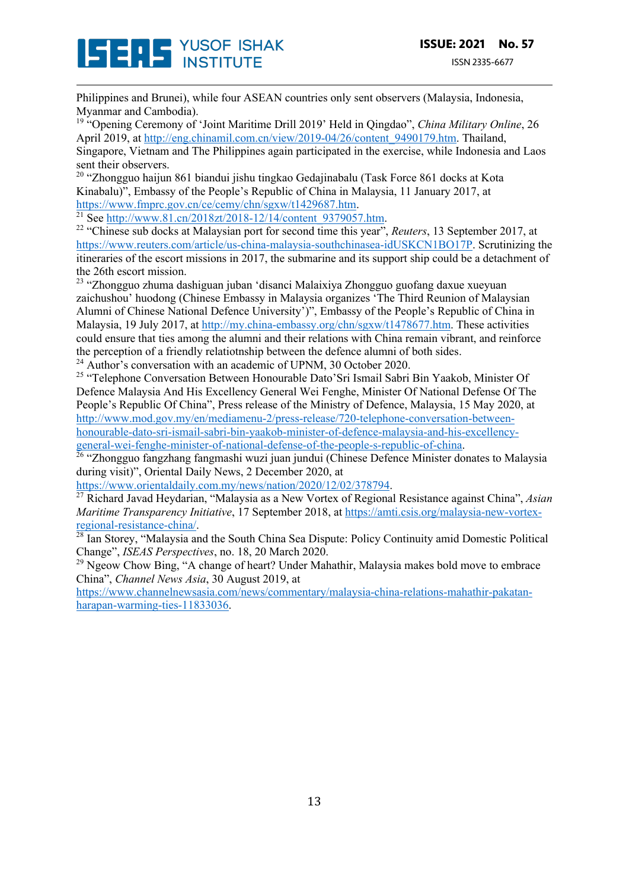Philippines and Brunei), while four ASEAN countries only sent observers (Malaysia, Indonesia, Myanmar and Cambodia).

[19] "Opening Ceremony of 'Joint Maritime Drill 2019' Held in Qingdao", *China Military Online*, 26 April 2019, at http://eng.chinamil.com.cn/view/2019-04/26/content_9490179.htm. Thailand, Singapore, Vietnam and The Philippines again participated in the exercise, while Indonesia and Laos sent their observers.

[20] "Zhongguo haijun 861 biandui jishu tingkao Gedajinabalu (Task Force 861 docks at Kota Kinabalu)", Embassy of the People's Republic of China in Malaysia, 11 January 2017, at https://www.fmprc.gov.cn/ce/cemy/chn/sgxw/t1429687.htm.

[21] See http://www.81.cn/2018zt/2018-12/14/content_9379057.htm.

[22] "Chinese sub docks at Malaysian port for second time this year", *Reuters*, 13 September 2017, at https://www.reuters.com/article/us-china-malaysia-southchinasea-idUSKCN1BO17P. Scrutinizing the itineraries of the escort missions in 2017, the submarine and its support ship could be a detachment of the 26th escort mission.

[23] "Zhongguo zhuma dashiguan juban 'disanci Malaixiya Zhongguo guofang daxue xueyuan zaichushou' huodong (Chinese Embassy in Malaysia organizes 'The Third Reunion of Malaysian Alumni of Chinese National Defence University')", Embassy of the People's Republic of China in Malaysia, 19 July 2017, at http://my.china-embassy.org/chn/sgxw/t1478677.htm. These activities could ensure that ties among the alumni and their relations with China remain vibrant, and reinforce the perception of a friendly relatiotnship between the defence alumni of both sides.

[24] Author's conversation with an academic of UPNM, 30 October 2020.

[25] "Telephone Conversation Between Honourable Dato'Sri Ismail Sabri Bin Yaakob, Minister Of Defence Malaysia And His Excellency General Wei Fenghe, Minister Of National Defense Of The People's Republic Of China", Press release of the Ministry of Defence, Malaysia, 15 May 2020, at http://www.mod.gov.my/en/mediamenu-2/press-release/720-telephone-conversation-between-honourable-dato-sri-ismail-sabri-bin-yaakob-minister-of-defence-malaysia-and-his-excellency-general-wei-fenghe-minister-of-national-defense-of-the-people-s-republic-of-china.

[26] "Zhongguo fangzhang fangmashi wuzi juan jundui (Chinese Defence Minister donates to Malaysia during visit)", Oriental Daily News, 2 December 2020, at https://www.orientaldaily.com.my/news/nation/2020/12/02/378794.

[27] Richard Javad Heydarian, "Malaysia as a New Vortex of Regional Resistance against China", *Asian Maritime Transparency Initiative*, 17 September 2018, at https://amti.csis.org/malaysia-new-vortex-regional-resistance-china/.

[28] Ian Storey, "Malaysia and the South China Sea Dispute: Policy Continuity amid Domestic Political Change", *ISEAS Perspectives*, no. 18, 20 March 2020.

[29] Ngeow Chow Bing, "A change of heart? Under Mahathir, Malaysia makes bold move to embrace China", *Channel News Asia*, 30 August 2019, at https://www.channelnewsasia.com/news/commentary/malaysia-china-relations-mahathir-pakatan-harapan-warming-ties-11833036.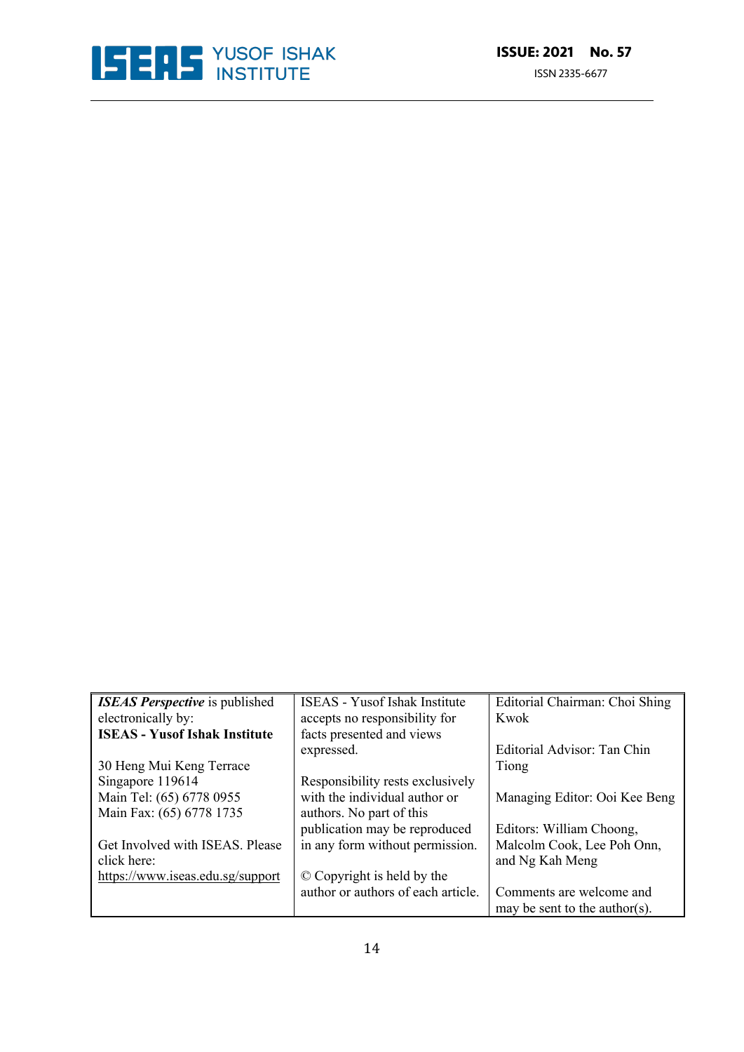| | | |
|---|---|---|
| ***ISEAS Perspective*** is published electronically by: **ISEAS - Yusof Ishak Institute**<br><br>30 Heng Mui Keng Terrace Singapore 119614<br>Main Tel: (65) 6778 0955<br>Main Fax: (65) 6778 1735<br><br>Get Involved with ISEAS. Please click here: https://www.iseas.edu.sg/support | ISEAS - Yusof Ishak Institute accepts no responsibility for facts presented and views expressed.<br><br>Responsibility rests exclusively with the individual author or authors. No part of this publication may be reproduced in any form without permission.<br><br>© Copyright is held by the author or authors of each article. | Editorial Chairman: Choi Shing Kwok<br><br>Editorial Advisor: Tan Chin Tiong<br><br>Managing Editor: Ooi Kee Beng<br><br>Editors: William Choong, Malcolm Cook, Lee Poh Onn, and Ng Kah Meng<br><br>Comments are welcome and may be sent to the author(s). |